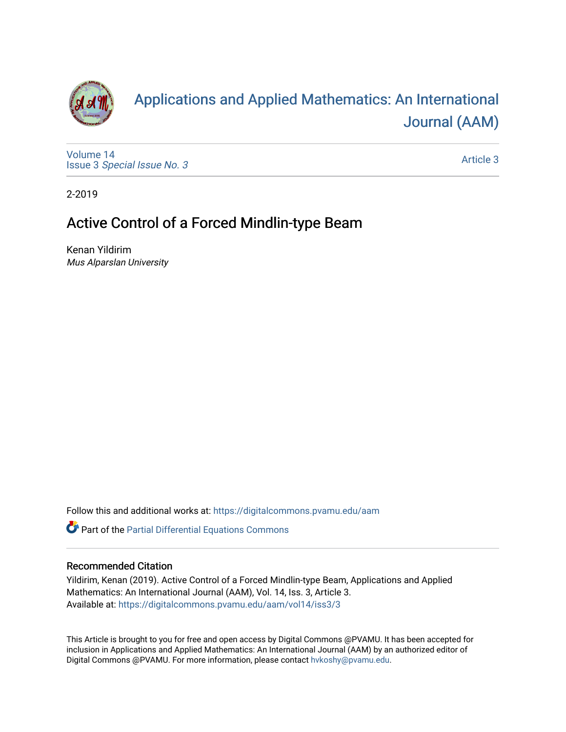# Applications and Applied Mathematics: An International Journal (AAM)

Volume 14
Issue 3 *Special Issue No. 3*

Article 3

2-2019

## Active Control of a Forced Mindlin-type Beam

Kenan Yildirim
*Mus Alparslan University*

Follow this and additional works at: https://digitalcommons.pvamu.edu/aam

Part of the Partial Differential Equations Commons

### Recommended Citation

Yildirim, Kenan (2019). Active Control of a Forced Mindlin-type Beam, Applications and Applied Mathematics: An International Journal (AAM), Vol. 14, Iss. 3, Article 3.
Available at: https://digitalcommons.pvamu.edu/aam/vol14/iss3/3

This Article is brought to you for free and open access by Digital Commons @PVAMU. It has been accepted for inclusion in Applications and Applied Mathematics: An International Journal (AAM) by an authorized editor of Digital Commons @PVAMU. For more information, please contact hvkoshy@pvamu.edu.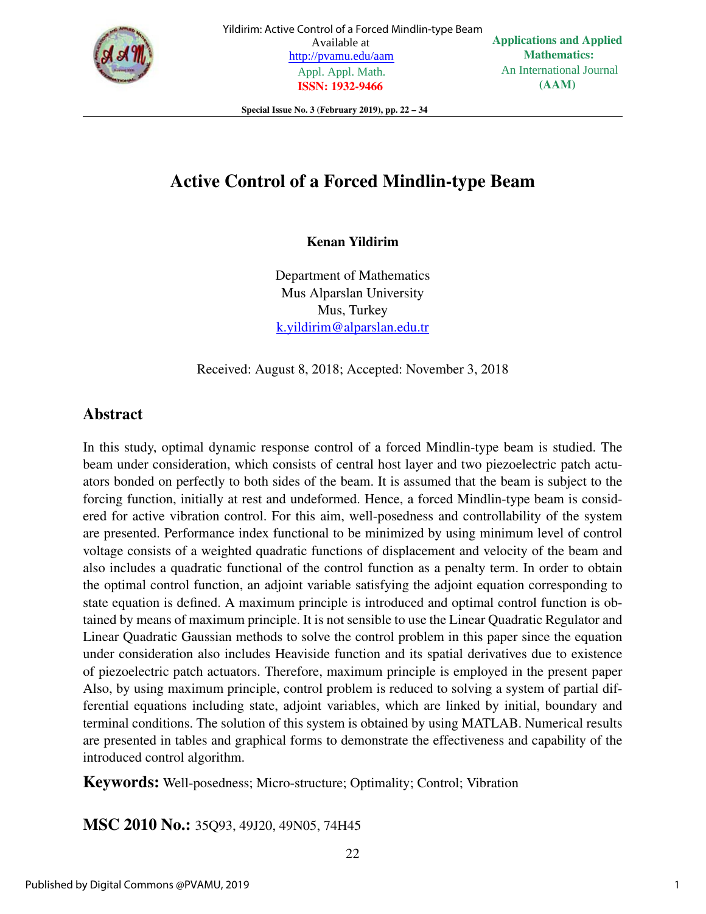# Active Control of a Forced Mindlin-type Beam

**Kenan Yildirim**

Department of Mathematics
Mus Alparslan University
Mus, Turkey
k.yildirim@alparslan.edu.tr

Received: August 8, 2018; Accepted: November 3, 2018

## Abstract

In this study, optimal dynamic response control of a forced Mindlin-type beam is studied. The beam under consideration, which consists of central host layer and two piezoelectric patch actuators bonded on perfectly to both sides of the beam. It is assumed that the beam is subject to the forcing function, initially at rest and undeformed. Hence, a forced Mindlin-type beam is considered for active vibration control. For this aim, well-posedness and controllability of the system are presented. Performance index functional to be minimized by using minimum level of control voltage consists of a weighted quadratic functions of displacement and velocity of the beam and also includes a quadratic functional of the control function as a penalty term. In order to obtain the optimal control function, an adjoint variable satisfying the adjoint equation corresponding to state equation is defined. A maximum principle is introduced and optimal control function is obtained by means of maximum principle. It is not sensible to use the Linear Quadratic Regulator and Linear Quadratic Gaussian methods to solve the control problem in this paper since the equation under consideration also includes Heaviside function and its spatial derivatives due to existence of piezoelectric patch actuators. Therefore, maximum principle is employed in the present paper Also, by using maximum principle, control problem is reduced to solving a system of partial differential equations including state, adjoint variables, which are linked by initial, boundary and terminal conditions. The solution of this system is obtained by using MATLAB. Numerical results are presented in tables and graphical forms to demonstrate the effectiveness and capability of the introduced control algorithm.

**Keywords:** Well-posedness; Micro-structure; Optimality; Control; Vibration

**MSC 2010 No.:** 35Q93, 49J20, 49N05, 74H45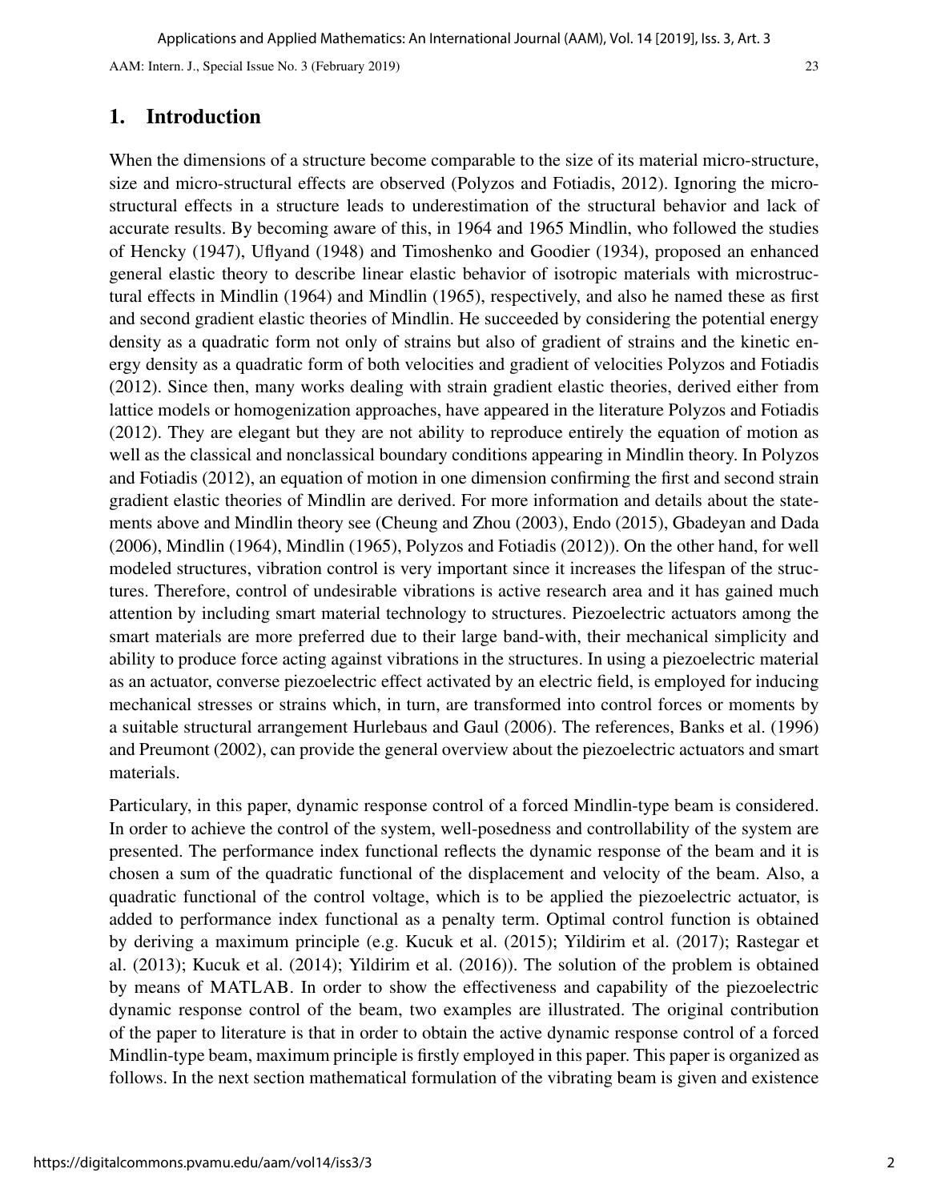## 1. Introduction

When the dimensions of a structure become comparable to the size of its material micro-structure, size and micro-structural effects are observed (Polyzos and Fotiadis, 2012). Ignoring the micro-structural effects in a structure leads to underestimation of the structural behavior and lack of accurate results. By becoming aware of this, in 1964 and 1965 Mindlin, who followed the studies of Hencky (1947), Uflyand (1948) and Timoshenko and Goodier (1934), proposed an enhanced general elastic theory to describe linear elastic behavior of isotropic materials with microstructural effects in Mindlin (1964) and Mindlin (1965), respectively, and also he named these as first and second gradient elastic theories of Mindlin. He succeeded by considering the potential energy density as a quadratic form not only of strains but also of gradient of strains and the kinetic energy density as a quadratic form of both velocities and gradient of velocities Polyzos and Fotiadis (2012). Since then, many works dealing with strain gradient elastic theories, derived either from lattice models or homogenization approaches, have appeared in the literature Polyzos and Fotiadis (2012). They are elegant but they are not ability to reproduce entirely the equation of motion as well as the classical and nonclassical boundary conditions appearing in Mindlin theory. In Polyzos and Fotiadis (2012), an equation of motion in one dimension confirming the first and second strain gradient elastic theories of Mindlin are derived. For more information and details about the statements above and Mindlin theory see (Cheung and Zhou (2003), Endo (2015), Gbadeyan and Dada (2006), Mindlin (1964), Mindlin (1965), Polyzos and Fotiadis (2012)). On the other hand, for well modeled structures, vibration control is very important since it increases the lifespan of the structures. Therefore, control of undesirable vibrations is active research area and it has gained much attention by including smart material technology to structures. Piezoelectric actuators among the smart materials are more preferred due to their large band-with, their mechanical simplicity and ability to produce force acting against vibrations in the structures. In using a piezoelectric material as an actuator, converse piezoelectric effect activated by an electric field, is employed for inducing mechanical stresses or strains which, in turn, are transformed into control forces or moments by a suitable structural arrangement Hurlebaus and Gaul (2006). The references, Banks et al. (1996) and Preumont (2002), can provide the general overview about the piezoelectric actuators and smart materials.

Particulary, in this paper, dynamic response control of a forced Mindlin-type beam is considered. In order to achieve the control of the system, well-posedness and controllability of the system are presented. The performance index functional reflects the dynamic response of the beam and it is chosen a sum of the quadratic functional of the displacement and velocity of the beam. Also, a quadratic functional of the control voltage, which is to be applied the piezoelectric actuator, is added to performance index functional as a penalty term. Optimal control function is obtained by deriving a maximum principle (e.g. Kucuk et al. (2015); Yildirim et al. (2017); Rastegar et al. (2013); Kucuk et al. (2014); Yildirim et al. (2016)). The solution of the problem is obtained by means of MATLAB. In order to show the effectiveness and capability of the piezoelectric dynamic response control of the beam, two examples are illustrated. The original contribution of the paper to literature is that in order to obtain the active dynamic response control of a forced Mindlin-type beam, maximum principle is firstly employed in this paper. This paper is organized as follows. In the next section mathematical formulation of the vibrating beam is given and existence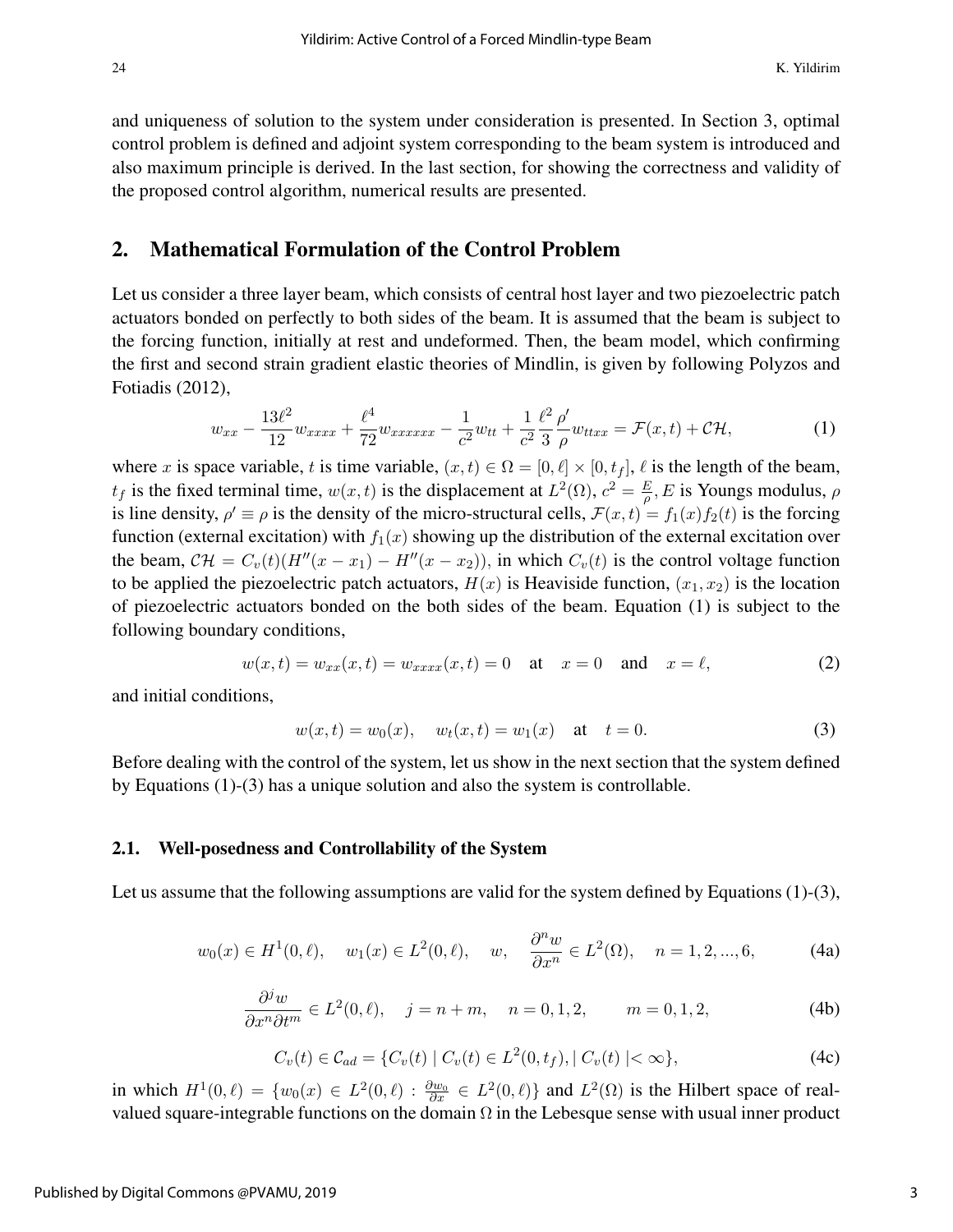and uniqueness of solution to the system under consideration is presented. In Section 3, optimal control problem is defined and adjoint system corresponding to the beam system is introduced and also maximum principle is derived. In the last section, for showing the correctness and validity of the proposed control algorithm, numerical results are presented.

## 2. Mathematical Formulation of the Control Problem

Let us consider a three layer beam, which consists of central host layer and two piezoelectric patch actuators bonded on perfectly to both sides of the beam. It is assumed that the beam is subject to the forcing function, initially at rest and undeformed. Then, the beam model, which confirming the first and second strain gradient elastic theories of Mindlin, is given by following Polyzos and Fotiadis (2012),

$$w_{xx} - \frac{13\ell^2}{12} w_{xxxx} + \frac{\ell^4}{72} w_{xxxxxx} - \frac{1}{c^2} w_{tt} + \frac{1}{c^2} \frac{\ell^2}{3} \frac{\rho'}{\rho} w_{ttxx} = \mathcal{F}(x,t) + \mathcal{CH}, \tag{1}$$

where $x$ is space variable, $t$ is time variable, $(x,t) \in \Omega = [0,\ell] \times [0,t_f]$, $\ell$ is the length of the beam, $t_f$ is the fixed terminal time, $w(x,t)$ is the displacement at $L^2(\Omega)$, $c^2 = \frac{E}{\rho}$, $E$ is Youngs modulus, $\rho$ is line density, $\rho' \equiv \rho$ is the density of the micro-structural cells, $\mathcal{F}(x,t) = f_1(x) f_2(t)$ is the forcing function (external excitation) with $f_1(x)$ showing up the distribution of the external excitation over the beam, $\mathcal{CH} = C_v(t)(H''(x-x_1) - H''(x-x_2))$, in which $C_v(t)$ is the control voltage function to be applied the piezoelectric patch actuators, $H(x)$ is Heaviside function, $(x_1, x_2)$ is the location of piezoelectric actuators bonded on the both sides of the beam. Equation (1) is subject to the following boundary conditions,

$$w(x,t) = w_{xx}(x,t) = w_{xxxx}(x,t) = 0 \quad \text{at} \quad x = 0 \quad \text{and} \quad x = \ell, \tag{2}$$

and initial conditions,

$$w(x,t) = w_0(x), \quad w_t(x,t) = w_1(x) \quad \text{at} \quad t = 0. \tag{3}$$

Before dealing with the control of the system, let us show in the next section that the system defined by Equations (1)-(3) has a unique solution and also the system is controllable.

### 2.1. Well-posedness and Controllability of the System

Let us assume that the following assumptions are valid for the system defined by Equations (1)-(3),

$$w_0(x) \in H^1(0,\ell), \quad w_1(x) \in L^2(0,\ell), \quad w, \quad \frac{\partial^n w}{\partial x^n} \in L^2(\Omega), \quad n = 1,2,...,6, \tag{4a}$$

$$\frac{\partial^j w}{\partial x^n \partial t^m} \in L^2(0,\ell), \quad j = n+m, \quad n = 0,1,2, \qquad m = 0,1,2, \tag{4b}$$

$$C_v(t) \in \mathcal{C}_{ad} = \{C_v(t) \mid C_v(t) \in L^2(0,t_f), \mid C_v(t) \mid < \infty\}, \tag{4c}$$

in which $H^1(0,\ell) = \{w_0(x) \in L^2(0,\ell) : \frac{\partial w_0}{\partial x} \in L^2(0,\ell)\}$ and $L^2(\Omega)$ is the Hilbert space of real-valued square-integrable functions on the domain $\Omega$ in the Lebesque sense with usual inner product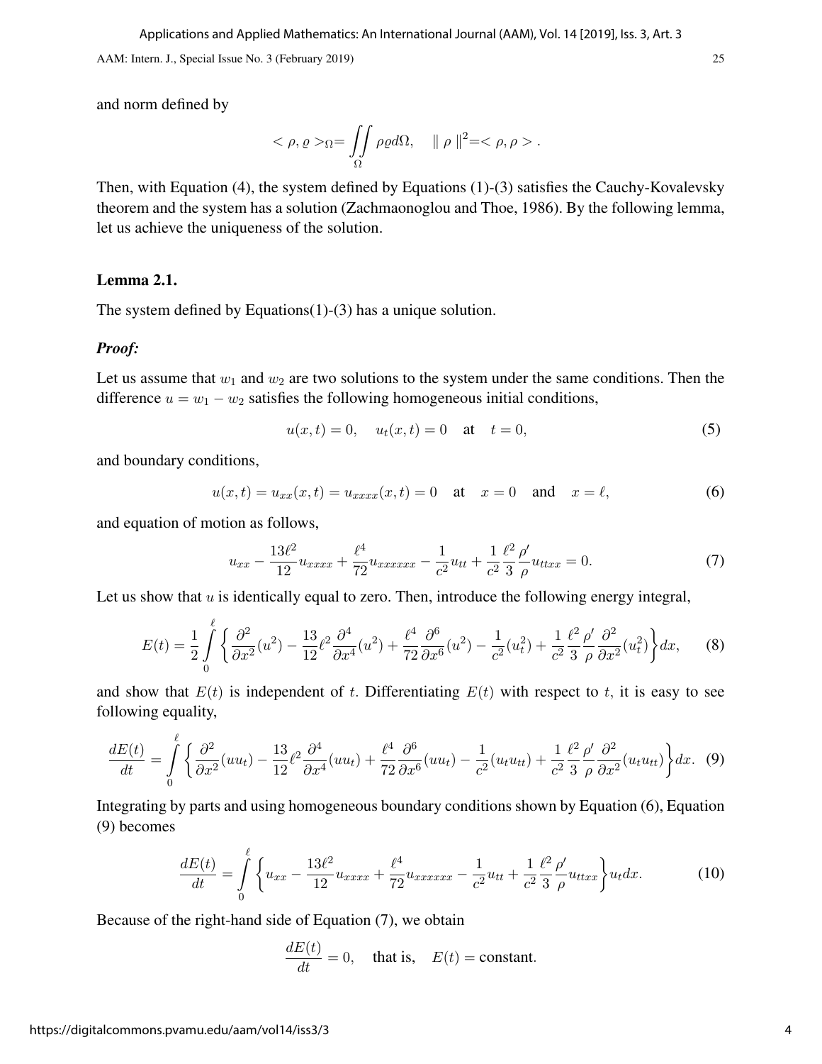and norm defined by

$$< \rho, \varrho >_\Omega = \iint\limits_{\Omega} \rho \varrho d\Omega, \quad \| \rho \|^2 = < \rho, \rho > .$$

Then, with Equation (4), the system defined by Equations (1)-(3) satisfies the Cauchy-Kovalevsky theorem and the system has a solution (Zachmaonoglou and Thoe, 1986). By the following lemma, let us achieve the uniqueness of the solution.

### Lemma 2.1.

The system defined by Equations(1)-(3) has a unique solution.

***Proof:***

Let us assume that $w_1$ and $w_2$ are two solutions to the system under the same conditions. Then the difference $u = w_1 - w_2$ satisfies the following homogeneous initial conditions,

$$u(x,t) = 0, \quad u_t(x,t) = 0 \quad \text{at} \quad t = 0, \tag{5}$$

and boundary conditions,

$$u(x,t) = u_{xx}(x,t) = u_{xxxx}(x,t) = 0 \quad \text{at} \quad x = 0 \quad \text{and} \quad x = \ell, \tag{6}$$

and equation of motion as follows,

$$u_{xx} - \frac{13\ell^2}{12} u_{xxxx} + \frac{\ell^4}{72} u_{xxxxxx} - \frac{1}{c^2} u_{tt} + \frac{1}{c^2} \frac{\ell^2}{3} \frac{\rho'}{\rho} u_{ttxx} = 0. \tag{7}$$

Let us show that $u$ is identically equal to zero. Then, introduce the following energy integral,

$$E(t) = \frac{1}{2} \int\limits_0^\ell \left\{ \frac{\partial^2}{\partial x^2}(u^2) - \frac{13}{12} \ell^2 \frac{\partial^4}{\partial x^4}(u^2) + \frac{\ell^4}{72} \frac{\partial^6}{\partial x^6}(u^2) - \frac{1}{c^2}(u_t^2) + \frac{1}{c^2} \frac{\ell^2}{3} \frac{\rho'}{\rho} \frac{\partial^2}{\partial x^2}(u_t^2) \right\} dx, \tag{8}$$

and show that $E(t)$ is independent of $t$. Differentiating $E(t)$ with respect to $t$, it is easy to see following equality,

$$\frac{dE(t)}{dt} = \int\limits_0^\ell \left\{ \frac{\partial^2}{\partial x^2}(uu_t) - \frac{13}{12} \ell^2 \frac{\partial^4}{\partial x^4}(uu_t) + \frac{\ell^4}{72} \frac{\partial^6}{\partial x^6}(uu_t) - \frac{1}{c^2}(u_t u_{tt}) + \frac{1}{c^2} \frac{\ell^2}{3} \frac{\rho'}{\rho} \frac{\partial^2}{\partial x^2}(u_t u_{tt}) \right\} dx. \tag{9}$$

Integrating by parts and using homogeneous boundary conditions shown by Equation (6), Equation (9) becomes

$$\frac{dE(t)}{dt} = \int\limits_0^\ell \left\{ u_{xx} - \frac{13\ell^2}{12} u_{xxxx} + \frac{\ell^4}{72} u_{xxxxxx} - \frac{1}{c^2} u_{tt} + \frac{1}{c^2} \frac{\ell^2}{3} \frac{\rho'}{\rho} u_{ttxx} \right\} u_t dx. \tag{10}$$

Because of the right-hand side of Equation (7), we obtain

$$\frac{dE(t)}{dt} = 0, \quad \text{that is,} \quad E(t) = \text{constant}.$$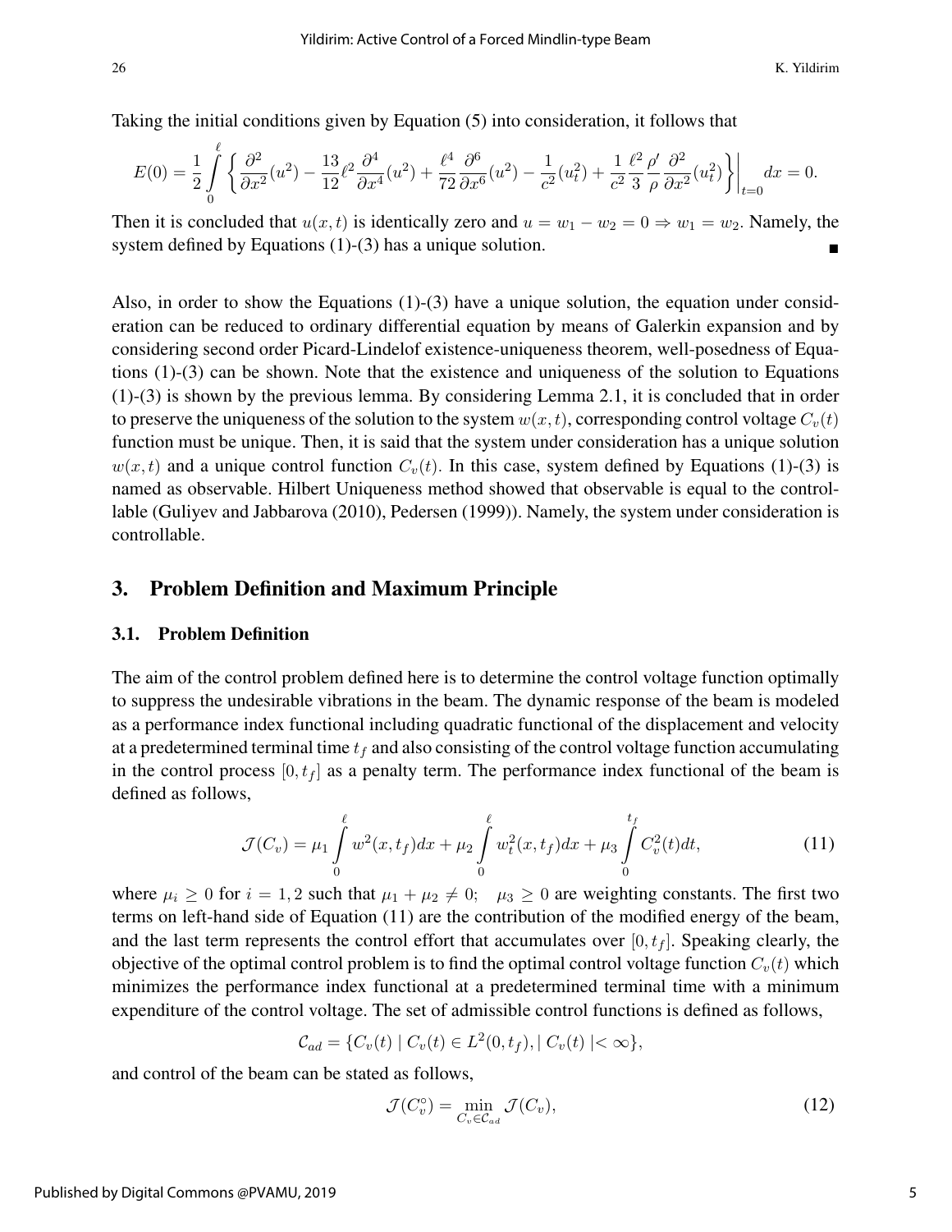Taking the initial conditions given by Equation (5) into consideration, it follows that

$$E(0) = \frac{1}{2}\int_0^{\ell} \left\{ \frac{\partial^2}{\partial x^2}(u^2) - \frac{13}{12}\ell^2 \frac{\partial^4}{\partial x^4}(u^2) + \frac{\ell^4}{72}\frac{\partial^6}{\partial x^6}(u^2) - \frac{1}{c^2}(u_t^2) + \frac{1}{c^2}\frac{\ell^2}{3}\frac{\rho'}{\rho}\frac{\partial^2}{\partial x^2}(u_t^2) \right\}\Bigg|_{t=0} dx = 0.$$

Then it is concluded that $u(x,t)$ is identically zero and $u = w_1 - w_2 = 0 \Rightarrow w_1 = w_2$. Namely, the system defined by Equations (1)-(3) has a unique solution. ∎

Also, in order to show the Equations (1)-(3) have a unique solution, the equation under consideration can be reduced to ordinary differential equation by means of Galerkin expansion and by considering second order Picard-Lindelof existence-uniqueness theorem, well-posedness of Equations (1)-(3) can be shown. Note that the existence and uniqueness of the solution to Equations (1)-(3) is shown by the previous lemma. By considering Lemma 2.1, it is concluded that in order to preserve the uniqueness of the solution to the system $w(x,t)$, corresponding control voltage $C_v(t)$ function must be unique. Then, it is said that the system under consideration has a unique solution $w(x,t)$ and a unique control function $C_v(t)$. In this case, system defined by Equations (1)-(3) is named as observable. Hilbert Uniqueness method showed that observable is equal to the controllable (Guliyev and Jabbarova (2010), Pedersen (1999)). Namely, the system under consideration is controllable.

## 3. Problem Definition and Maximum Principle

### 3.1. Problem Definition

The aim of the control problem defined here is to determine the control voltage function optimally to suppress the undesirable vibrations in the beam. The dynamic response of the beam is modeled as a performance index functional including quadratic functional of the displacement and velocity at a predetermined terminal time $t_f$ and also consisting of the control voltage function accumulating in the control process $[0, t_f]$ as a penalty term. The performance index functional of the beam is defined as follows,

$$\mathcal{J}(C_v) = \mu_1 \int_0^{\ell} w^2(x, t_f)dx + \mu_2 \int_0^{\ell} w_t^2(x, t_f)dx + \mu_3 \int_0^{t_f} C_v^2(t)dt, \tag{11}$$

where $\mu_i \geq 0$ for $i = 1, 2$ such that $\mu_1 + \mu_2 \neq 0$; $\mu_3 \geq 0$ are weighting constants. The first two terms on left-hand side of Equation (11) are the contribution of the modified energy of the beam, and the last term represents the control effort that accumulates over $[0, t_f]$. Speaking clearly, the objective of the optimal control problem is to find the optimal control voltage function $C_v(t)$ which minimizes the performance index functional at a predetermined terminal time with a minimum expenditure of the control voltage. The set of admissible control functions is defined as follows,

$$\mathcal{C}_{ad} = \{C_v(t) \mid C_v(t) \in L^2(0, t_f), \mid C_v(t) \mid < \infty\},$$

and control of the beam can be stated as follows,

$$\mathcal{J}(C_v^{\circ}) = \min_{C_v \in \mathcal{C}_{ad}} \mathcal{J}(C_v), \tag{12}$$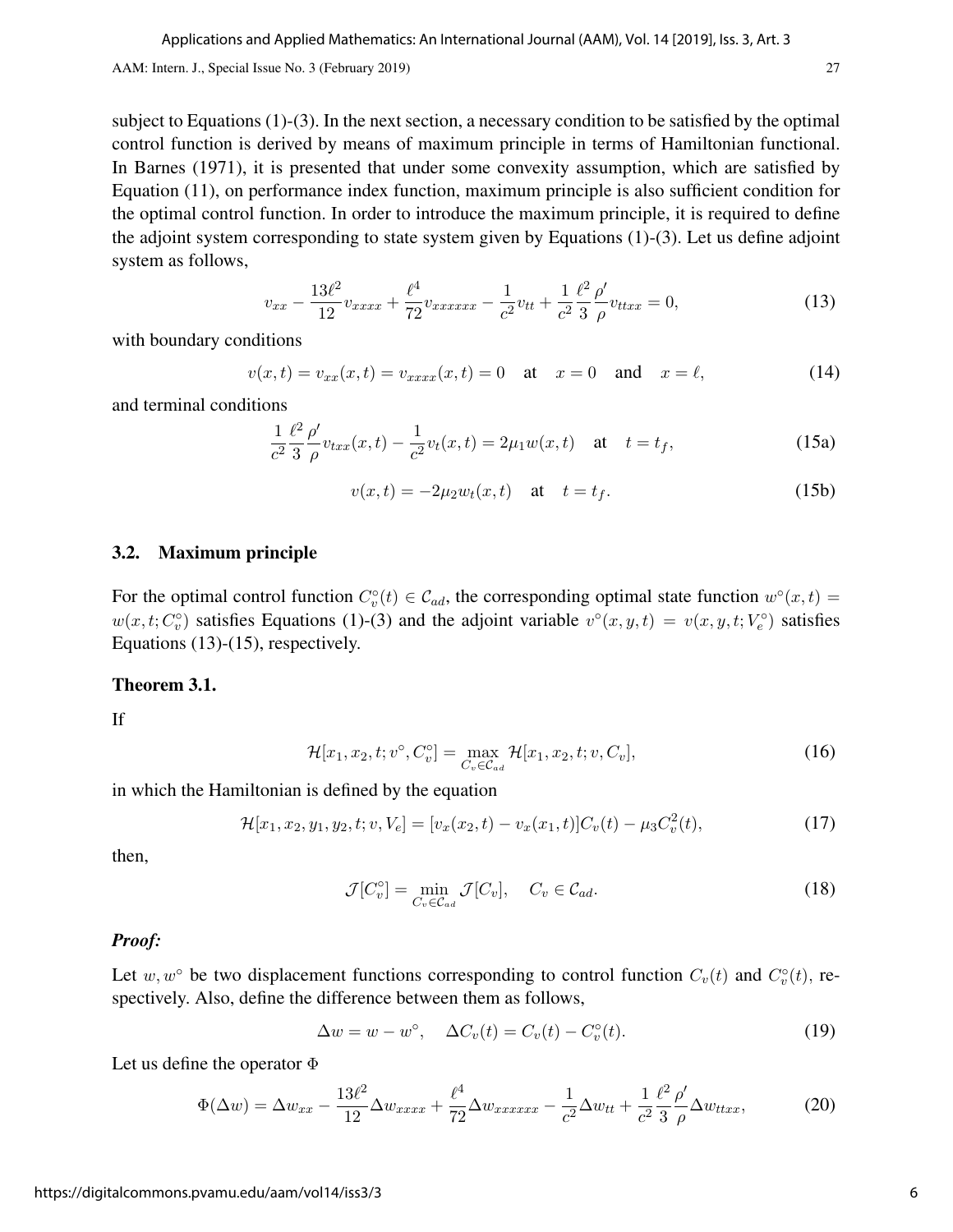subject to Equations (1)-(3). In the next section, a necessary condition to be satisfied by the optimal control function is derived by means of maximum principle in terms of Hamiltonian functional. In Barnes (1971), it is presented that under some convexity assumption, which are satisfied by Equation (11), on performance index function, maximum principle is also sufficient condition for the optimal control function. In order to introduce the maximum principle, it is required to define the adjoint system corresponding to state system given by Equations (1)-(3). Let us define adjoint system as follows,

$$v_{xx} - \frac{13\ell^2}{12} v_{xxxx} + \frac{\ell^4}{72} v_{xxxxxx} - \frac{1}{c^2} v_{tt} + \frac{1}{c^2} \frac{\ell^2}{3} \frac{\rho'}{\rho} v_{ttxx} = 0, \tag{13}$$

with boundary conditions

$$v(x,t) = v_{xx}(x,t) = v_{xxxx}(x,t) = 0 \quad \text{at} \quad x = 0 \quad \text{and} \quad x = \ell, \tag{14}$$

and terminal conditions

$$\frac{1}{c^2} \frac{\ell^2}{3} \frac{\rho'}{\rho} v_{txx}(x,t) - \frac{1}{c^2} v_t(x,t) = 2\mu_1 w(x,t) \quad \text{at} \quad t = t_f, \tag{15a}$$

$$v(x,t) = -2\mu_2 w_t(x,t) \quad \text{at} \quad t = t_f. \tag{15b}$$

## 3.2. Maximum principle

For the optimal control function $C_v^\circ(t) \in \mathcal{C}_{ad}$, the corresponding optimal state function $w^\circ(x,t) = w(x,t;C_v^\circ)$ satisfies Equations (1)-(3) and the adjoint variable $v^\circ(x,y,t) = v(x,y,t;V_e^\circ)$ satisfies Equations (13)-(15), respectively.

### Theorem 3.1.

If

$$\mathcal{H}[x_1, x_2, t; v^\circ, C_v^\circ] = \max_{C_v \in \mathcal{C}_{ad}} \mathcal{H}[x_1, x_2, t; v, C_v], \tag{16}$$

in which the Hamiltonian is defined by the equation

$$\mathcal{H}[x_1, x_2, y_1, y_2, t; v, V_e] = [v_x(x_2,t) - v_x(x_1,t)] C_v(t) - \mu_3 C_v^2(t), \tag{17}$$

then,

$$\mathcal{J}[C_v^\circ] = \min_{C_v \in \mathcal{C}_{ad}} \mathcal{J}[C_v], \quad C_v \in \mathcal{C}_{ad}. \tag{18}$$

***Proof:***

Let $w, w^\circ$ be two displacement functions corresponding to control function $C_v(t)$ and $C_v^\circ(t)$, respectively. Also, define the difference between them as follows,

$$\Delta w = w - w^\circ, \quad \Delta C_v(t) = C_v(t) - C_v^\circ(t). \tag{19}$$

Let us define the operator $\Phi$

$$\Phi(\Delta w) = \Delta w_{xx} - \frac{13\ell^2}{12} \Delta w_{xxxx} + \frac{\ell^4}{72} \Delta w_{xxxxxx} - \frac{1}{c^2} \Delta w_{tt} + \frac{1}{c^2} \frac{\ell^2}{3} \frac{\rho'}{\rho} \Delta w_{ttxx}, \tag{20}$$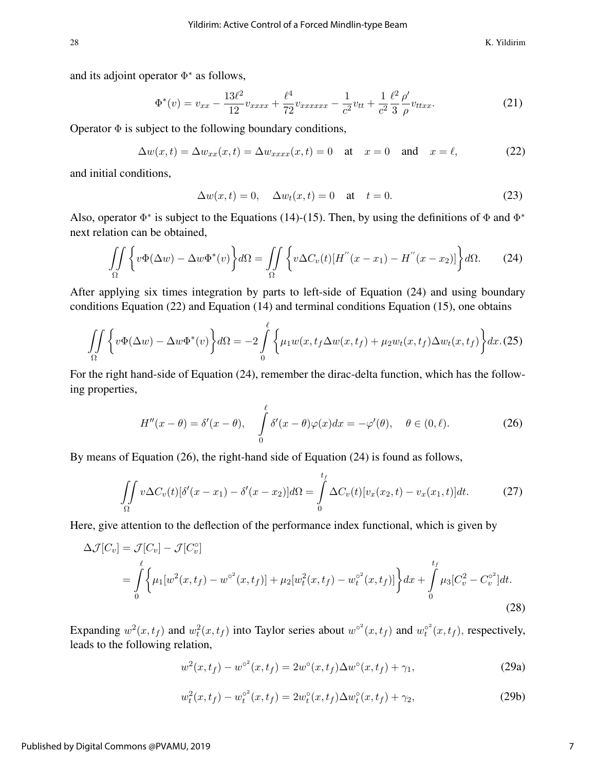and its adjoint operator $\Phi^*$ as follows,

$$\Phi^*(v) = v_{xx} - \frac{13\ell^2}{12} v_{xxxx} + \frac{\ell^4}{72} v_{xxxxxx} - \frac{1}{c^2} v_{tt} + \frac{1}{c^2} \frac{\ell^2}{3} \frac{\rho'}{\rho} v_{ttxx}. \tag{21}$$

Operator $\Phi$ is subject to the following boundary conditions,

$$\Delta w(x,t) = \Delta w_{xx}(x,t) = \Delta w_{xxxx}(x,t) = 0 \quad \text{at} \quad x = 0 \quad \text{and} \quad x = \ell, \tag{22}$$

and initial conditions,

$$\Delta w(x,t) = 0, \quad \Delta w_t(x,t) = 0 \quad \text{at} \quad t = 0. \tag{23}$$

Also, operator $\Phi^*$ is subject to the Equations (14)-(15). Then, by using the definitions of $\Phi$ and $\Phi^*$ next relation can be obtained,

$$\iint_{\Omega} \left\{ v\Phi(\Delta w) - \Delta w \Phi^*(v) \right\} d\Omega = \iint_{\Omega} \left\{ v \Delta C_v(t) [H''(x - x_1) - H''(x - x_2)] \right\} d\Omega. \tag{24}$$

After applying six times integration by parts to left-side of Equation (24) and using boundary conditions Equation (22) and Equation (14) and terminal conditions Equation (15), one obtains

$$\iint_{\Omega} \left\{ v\Phi(\Delta w) - \Delta w \Phi^*(v) \right\} d\Omega = -2 \int_0^{\ell} \left\{ \mu_1 w(x, t_f \Delta w(x,t_f) + \mu_2 w_t(x,t_f) \Delta w_t(x,t_f) \right\} dx. \tag{25}$$

For the right hand-side of Equation (24), remember the dirac-delta function, which has the following properties,

$$H''(x - \theta) = \delta'(x - \theta), \quad \int_0^{\ell} \delta'(x - \theta) \varphi(x) dx = -\varphi'(\theta), \quad \theta \in (0, \ell). \tag{26}$$

By means of Equation (26), the right-hand side of Equation (24) is found as follows,

$$\iint_{\Omega} v \Delta C_v(t) [\delta'(x - x_1) - \delta'(x - x_2)] d\Omega = \int_0^{t_f} \Delta C_v(t) [v_x(x_2, t) - v_x(x_1, t)] dt. \tag{27}$$

Here, give attention to the deflection of the performance index functional, which is given by

$$\begin{aligned} \Delta \mathcal{J}[C_v] &= \mathcal{J}[C_v] - \mathcal{J}[C_v^\circ] \\ &= \int_0^{\ell} \left\{ \mu_1 [w^2(x,t_f) - w^{\circ^2}(x,t_f)] + \mu_2 [w_t^2(x,t_f) - w_t^{\circ^2}(x,t_f)] \right\} dx + \int_0^{t_f} \mu_3 [C_v^2 - C_v^{\circ^2}] dt. \end{aligned} \tag{28}$$

Expanding $w^2(x,t_f)$ and $w_t^2(x,t_f)$ into Taylor series about $w^{\circ^2}(x,t_f)$ and $w_t^{\circ^2}(x,t_f)$, respectively, leads to the following relation,

$$w^2(x,t_f) - w^{\circ^2}(x,t_f) = 2w^\circ(x,t_f) \Delta w^\circ(x,t_f) + \gamma_1, \tag{29a}$$

$$w_t^2(x,t_f) - w_t^{\circ^2}(x,t_f) = 2w_t^\circ(x,t_f) \Delta w_t^\circ(x,t_f) + \gamma_2, \tag{29b}$$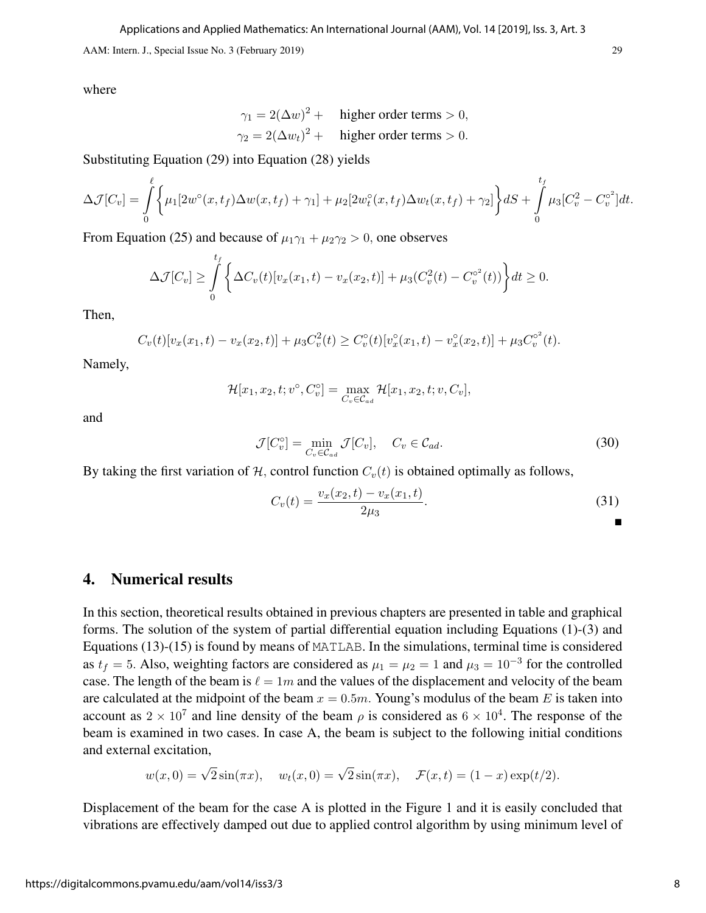where

$$\gamma_1 = 2(\Delta w)^2 + \quad \text{higher order terms} > 0,$$
$$\gamma_2 = 2(\Delta w_t)^2 + \quad \text{higher order terms} > 0.$$

Substituting Equation (29) into Equation (28) yields

$$\Delta \mathcal{J}[C_v] = \int_0^{\ell} \left\{ \mu_1[2w^\circ(x,t_f)\Delta w(x,t_f) + \gamma_1] + \mu_2[2w_t^\circ(x,t_f)\Delta w_t(x,t_f) + \gamma_2] \right\} dS + \int_0^{t_f} \mu_3[C_v^2 - C_v^{\circ^2}]dt.$$

From Equation (25) and because of $\mu_1\gamma_1 + \mu_2\gamma_2 > 0$, one observes

$$\Delta \mathcal{J}[C_v] \geq \int_0^{t_f} \left\{ \Delta C_v(t)[v_x(x_1,t) - v_x(x_2,t)] + \mu_3(C_v^2(t) - C_v^{\circ^2}(t)) \right\} dt \geq 0.$$

Then,

$$C_v(t)[v_x(x_1,t) - v_x(x_2,t)] + \mu_3 C_v^2(t) \geq C_v^\circ(t)[v_x^\circ(x_1,t) - v_x^\circ(x_2,t)] + \mu_3 C_v^{\circ^2}(t).$$

Namely,

$$\mathcal{H}[x_1, x_2, t; v^\circ, C_v^\circ] = \max_{C_v \in \mathcal{C}_{ad}} \mathcal{H}[x_1, x_2, t; v, C_v],$$

and

$$\mathcal{J}[C_v^\circ] = \min_{C_v \in \mathcal{C}_{ad}} \mathcal{J}[C_v], \quad C_v \in \mathcal{C}_{ad}. \tag{30}$$

By taking the first variation of $\mathcal{H}$, control function $C_v(t)$ is obtained optimally as follows,

$$C_v(t) = \frac{v_x(x_2,t) - v_x(x_1,t)}{2\mu_3}. \tag{31}$$

■

## 4. Numerical results

In this section, theoretical results obtained in previous chapters are presented in table and graphical forms. The solution of the system of partial differential equation including Equations (1)-(3) and Equations (13)-(15) is found by means of MATLAB. In the simulations, terminal time is considered as $t_f = 5$. Also, weighting factors are considered as $\mu_1 = \mu_2 = 1$ and $\mu_3 = 10^{-3}$ for the controlled case. The length of the beam is $\ell = 1m$ and the values of the displacement and velocity of the beam are calculated at the midpoint of the beam $x = 0.5m$. Young's modulus of the beam $E$ is taken into account as $2 \times 10^7$ and line density of the beam $\rho$ is considered as $6 \times 10^4$. The response of the beam is examined in two cases. In case A, the beam is subject to the following initial conditions and external excitation,

$$w(x,0) = \sqrt{2}\sin(\pi x), \quad w_t(x,0) = \sqrt{2}\sin(\pi x), \quad \mathcal{F}(x,t) = (1-x)\exp(t/2).$$

Displacement of the beam for the case A is plotted in the Figure 1 and it is easily concluded that vibrations are effectively damped out due to applied control algorithm by using minimum level of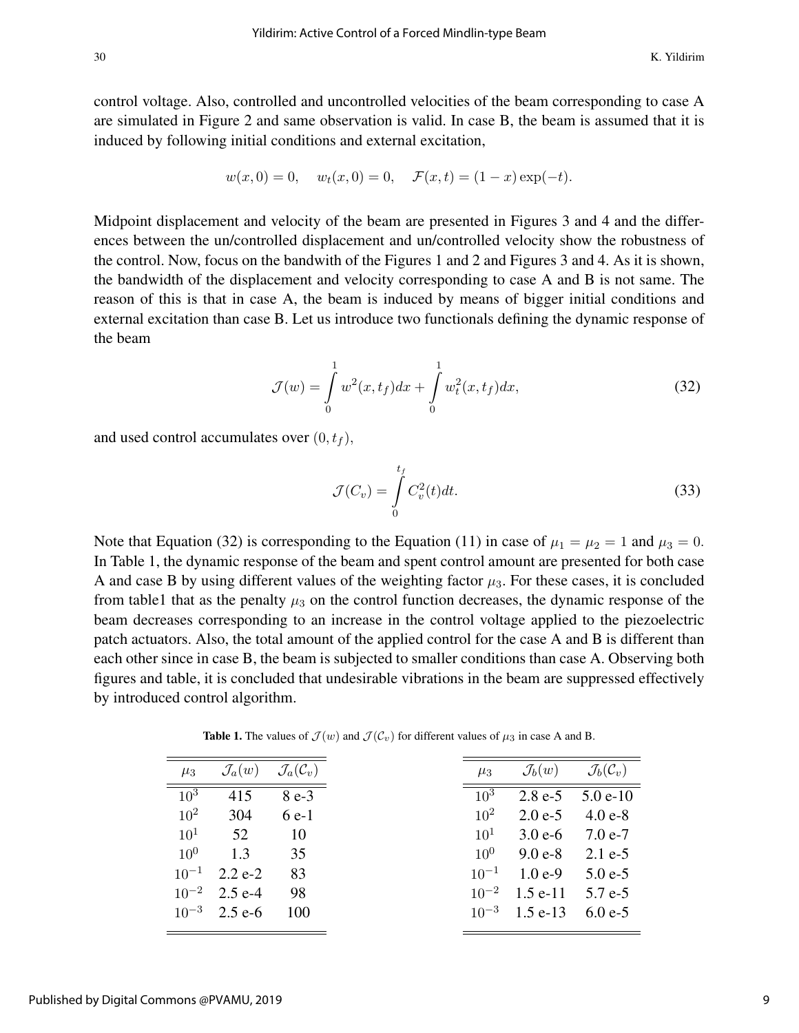control voltage. Also, controlled and uncontrolled velocities of the beam corresponding to case A are simulated in Figure 2 and same observation is valid. In case B, the beam is assumed that it is induced by following initial conditions and external excitation,

$$w(x,0) = 0, \quad w_t(x,0) = 0, \quad \mathcal{F}(x,t) = (1-x)\exp(-t).$$

Midpoint displacement and velocity of the beam are presented in Figures 3 and 4 and the differences between the un/controlled displacement and un/controlled velocity show the robustness of the control. Now, focus on the bandwith of the Figures 1 and 2 and Figures 3 and 4. As it is shown, the bandwidth of the displacement and velocity corresponding to case A and B is not same. The reason of this is that in case A, the beam is induced by means of bigger initial conditions and external excitation than case B. Let us introduce two functionals defining the dynamic response of the beam

$$\mathcal{J}(w) = \int_0^1 w^2(x,t_f)dx + \int_0^1 w_t^2(x,t_f)dx, \tag{32}$$

and used control accumulates over $(0,t_f)$,

$$\mathcal{J}(C_v) = \int_0^{t_f} C_v^2(t)dt. \tag{33}$$

Note that Equation (32) is corresponding to the Equation (11) in case of $\mu_1 = \mu_2 = 1$ and $\mu_3 = 0$. In Table 1, the dynamic response of the beam and spent control amount are presented for both case A and case B by using different values of the weighting factor $\mu_3$. For these cases, it is concluded from table1 that as the penalty $\mu_3$ on the control function decreases, the dynamic response of the beam decreases corresponding to an increase in the control voltage applied to the piezoelectric patch actuators. Also, the total amount of the applied control for the case A and B is different than each other since in case B, the beam is subjected to smaller conditions than case A. Observing both figures and table, it is concluded that undesirable vibrations in the beam are suppressed effectively by introduced control algorithm.

**Table 1.** The values of $\mathcal{J}(w)$ and $\mathcal{J}(\mathcal{C}_v)$ for different values of $\mu_3$ in case A and B.

| $\mu_3$ | $\mathcal{J}_a(w)$ | $\mathcal{J}_a(\mathcal{C}_v)$ |
|---|---|---|
| $10^3$ | 415 | 8 e-3 |
| $10^2$ | 304 | 6 e-1 |
| $10^1$ | 52 | 10 |
| $10^0$ | 1.3 | 35 |
| $10^{-1}$ | 2.2 e-2 | 83 |
| $10^{-2}$ | 2.5 e-4 | 98 |
| $10^{-3}$ | 2.5 e-6 | 100 |

| $\mu_3$ | $\mathcal{J}_b(w)$ | $\mathcal{J}_b(\mathcal{C}_v)$ |
|---|---|---|
| $10^3$ | 2.8 e-5 | 5.0 e-10 |
| $10^2$ | 2.0 e-5 | 4.0 e-8 |
| $10^1$ | 3.0 e-6 | 7.0 e-7 |
| $10^0$ | 9.0 e-8 | 2.1 e-5 |
| $10^{-1}$ | 1.0 e-9 | 5.0 e-5 |
| $10^{-2}$ | 1.5 e-11 | 5.7 e-5 |
| $10^{-3}$ | 1.5 e-13 | 6.0 e-5 |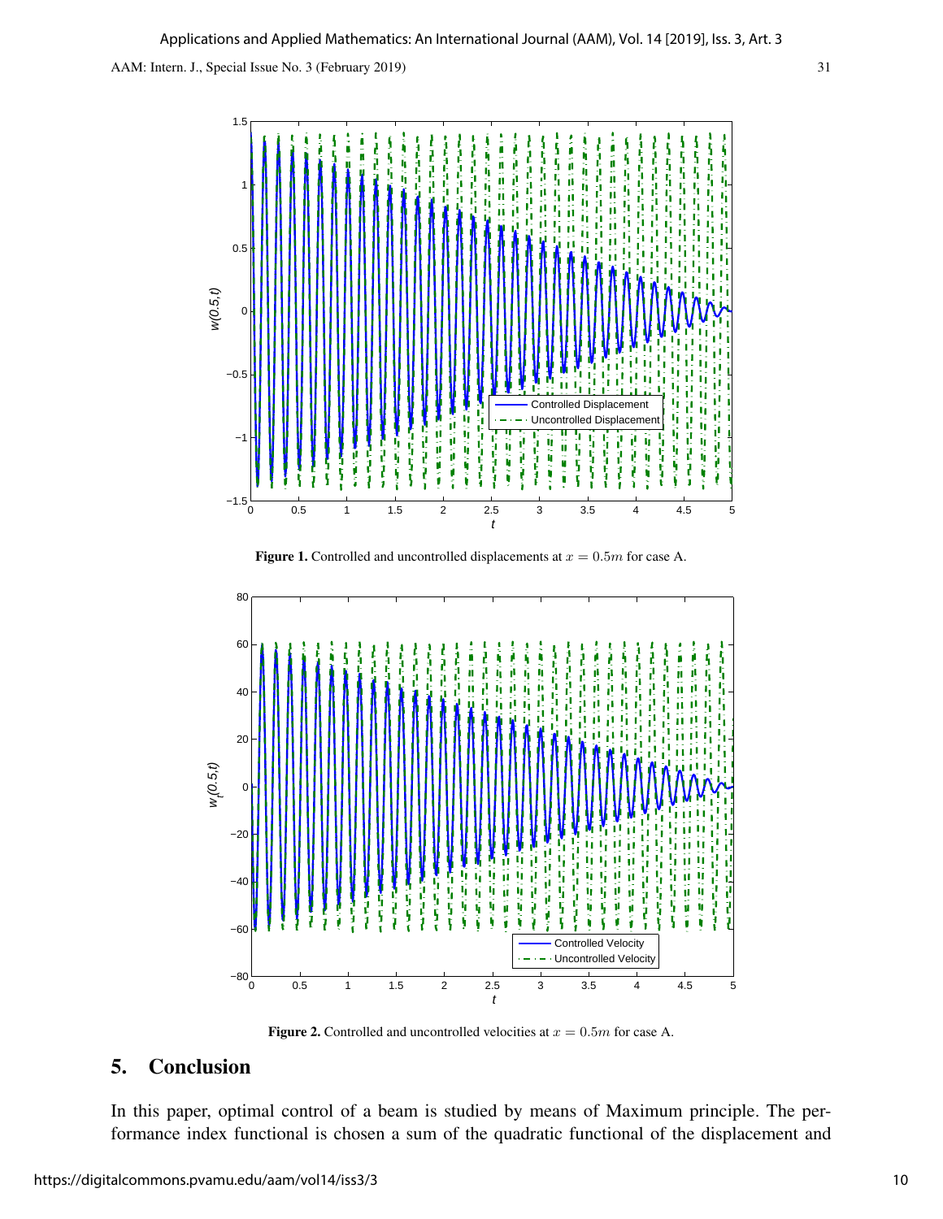**Figure 1.** Controlled and uncontrolled displacements at $x = 0.5m$ for case A.

**Figure 2.** Controlled and uncontrolled velocities at $x = 0.5m$ for case A.

## 5. Conclusion

In this paper, optimal control of a beam is studied by means of Maximum principle. The performance index functional is chosen a sum of the quadratic functional of the displacement and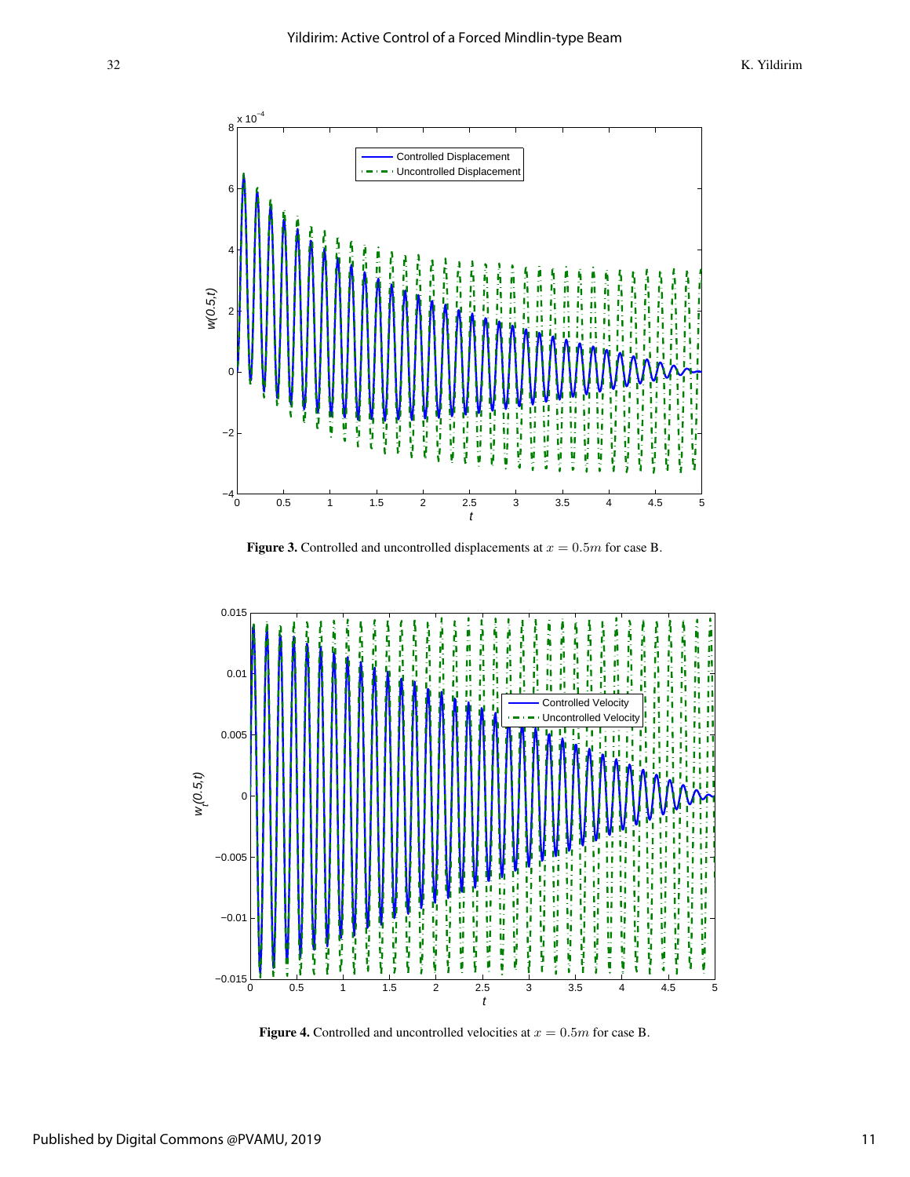**Figure 3.** Controlled and uncontrolled displacements at $x = 0.5m$ for case B.

**Figure 4.** Controlled and uncontrolled velocities at $x = 0.5m$ for case B.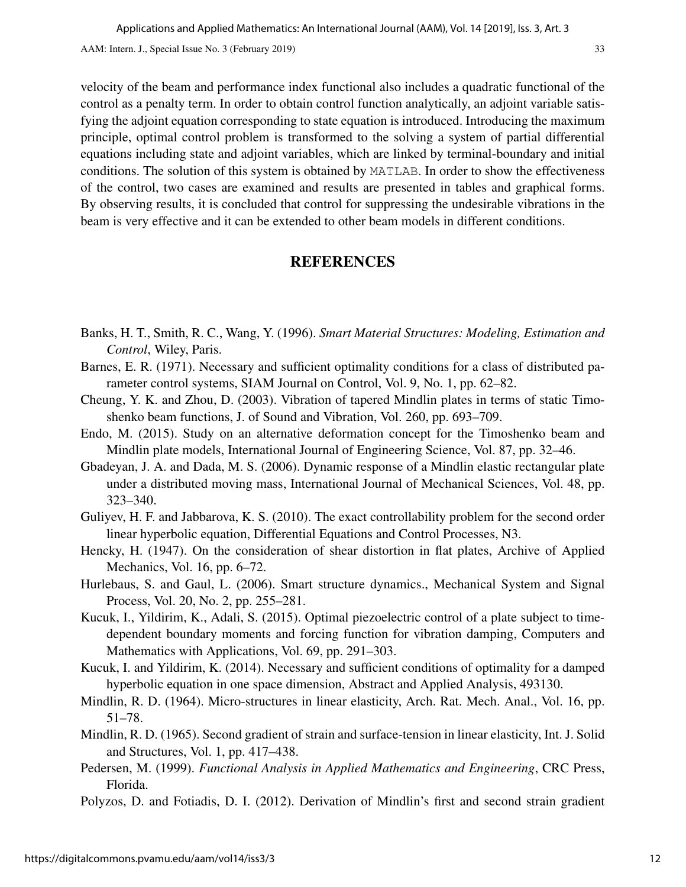velocity of the beam and performance index functional also includes a quadratic functional of the control as a penalty term. In order to obtain control function analytically, an adjoint variable satisfying the adjoint equation corresponding to state equation is introduced. Introducing the maximum principle, optimal control problem is transformed to the solving a system of partial differential equations including state and adjoint variables, which are linked by terminal-boundary and initial conditions. The solution of this system is obtained by `MATLAB`. In order to show the effectiveness of the control, two cases are examined and results are presented in tables and graphical forms. By observing results, it is concluded that control for suppressing the undesirable vibrations in the beam is very effective and it can be extended to other beam models in different conditions.

## REFERENCES

Banks, H. T., Smith, R. C., Wang, Y. (1996). *Smart Material Structures: Modeling, Estimation and Control*, Wiley, Paris.

Barnes, E. R. (1971). Necessary and sufficient optimality conditions for a class of distributed parameter control systems, SIAM Journal on Control, Vol. 9, No. 1, pp. 62–82.

Cheung, Y. K. and Zhou, D. (2003). Vibration of tapered Mindlin plates in terms of static Timoshenko beam functions, J. of Sound and Vibration, Vol. 260, pp. 693–709.

Endo, M. (2015). Study on an alternative deformation concept for the Timoshenko beam and Mindlin plate models, International Journal of Engineering Science, Vol. 87, pp. 32–46.

Gbadeyan, J. A. and Dada, M. S. (2006). Dynamic response of a Mindlin elastic rectangular plate under a distributed moving mass, International Journal of Mechanical Sciences, Vol. 48, pp. 323–340.

Guliyev, H. F. and Jabbarova, K. S. (2010). The exact controllability problem for the second order linear hyperbolic equation, Differential Equations and Control Processes, N3.

Hencky, H. (1947). On the consideration of shear distortion in flat plates, Archive of Applied Mechanics, Vol. 16, pp. 6–72.

Hurlebaus, S. and Gaul, L. (2006). Smart structure dynamics., Mechanical System and Signal Process, Vol. 20, No. 2, pp. 255–281.

Kucuk, I., Yildirim, K., Adali, S. (2015). Optimal piezoelectric control of a plate subject to time-dependent boundary moments and forcing function for vibration damping, Computers and Mathematics with Applications, Vol. 69, pp. 291–303.

Kucuk, I. and Yildirim, K. (2014). Necessary and sufficient conditions of optimality for a damped hyperbolic equation in one space dimension, Abstract and Applied Analysis, 493130.

Mindlin, R. D. (1964). Micro-structures in linear elasticity, Arch. Rat. Mech. Anal., Vol. 16, pp. 51–78.

Mindlin, R. D. (1965). Second gradient of strain and surface-tension in linear elasticity, Int. J. Solid and Structures, Vol. 1, pp. 417–438.

Pedersen, M. (1999). *Functional Analysis in Applied Mathematics and Engineering*, CRC Press, Florida.

Polyzos, D. and Fotiadis, D. I. (2012). Derivation of Mindlin's first and second strain gradient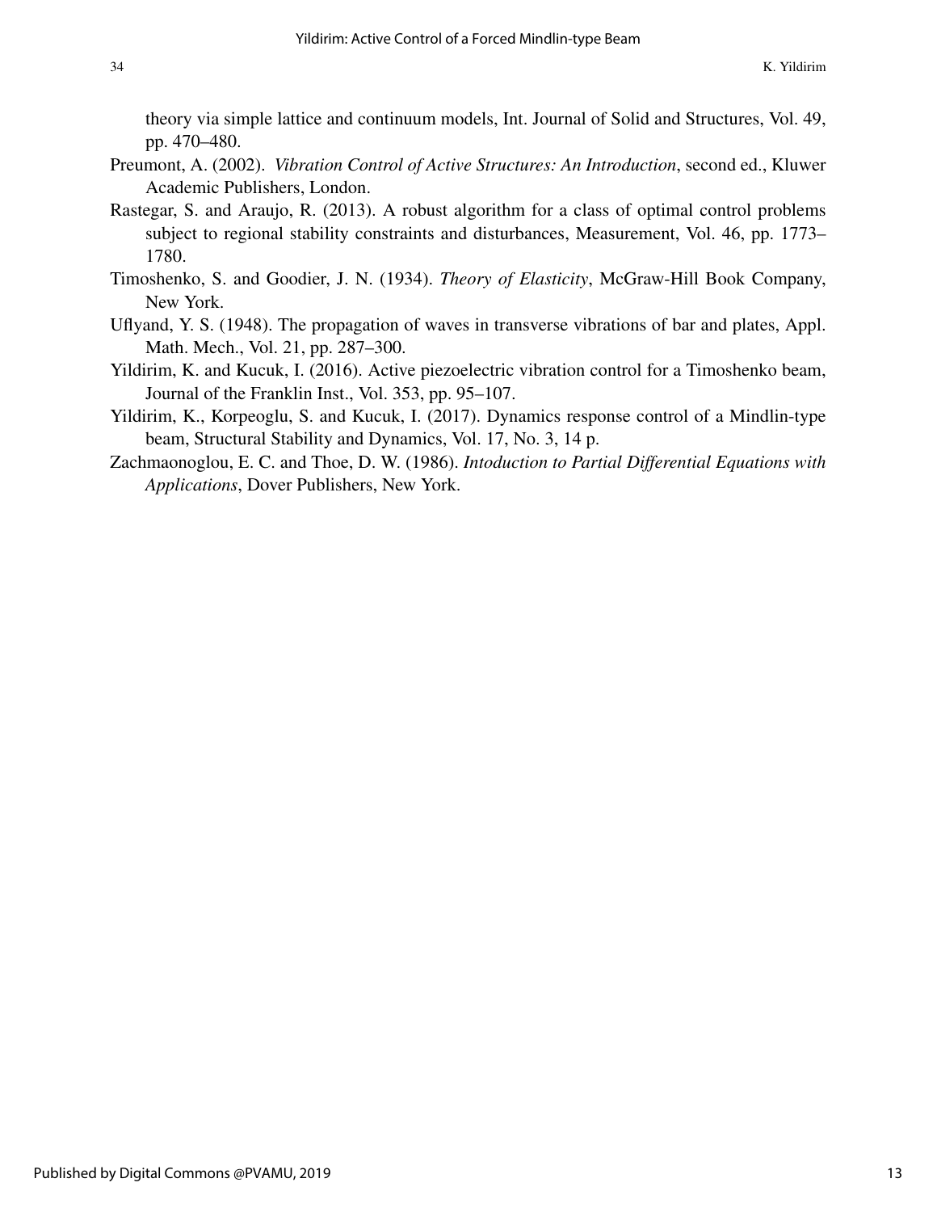theory via simple lattice and continuum models, Int. Journal of Solid and Structures, Vol. 49, pp. 470–480.

Preumont, A. (2002). *Vibration Control of Active Structures: An Introduction*, second ed., Kluwer Academic Publishers, London.

Rastegar, S. and Araujo, R. (2013). A robust algorithm for a class of optimal control problems subject to regional stability constraints and disturbances, Measurement, Vol. 46, pp. 1773–1780.

Timoshenko, S. and Goodier, J. N. (1934). *Theory of Elasticity*, McGraw-Hill Book Company, New York.

Uflyand, Y. S. (1948). The propagation of waves in transverse vibrations of bar and plates, Appl. Math. Mech., Vol. 21, pp. 287–300.

Yildirim, K. and Kucuk, I. (2016). Active piezoelectric vibration control for a Timoshenko beam, Journal of the Franklin Inst., Vol. 353, pp. 95–107.

Yildirim, K., Korpeoglu, S. and Kucuk, I. (2017). Dynamics response control of a Mindlin-type beam, Structural Stability and Dynamics, Vol. 17, No. 3, 14 p.

Zachmaonoglou, E. C. and Thoe, D. W. (1986). *Intoduction to Partial Differential Equations with Applications*, Dover Publishers, New York.